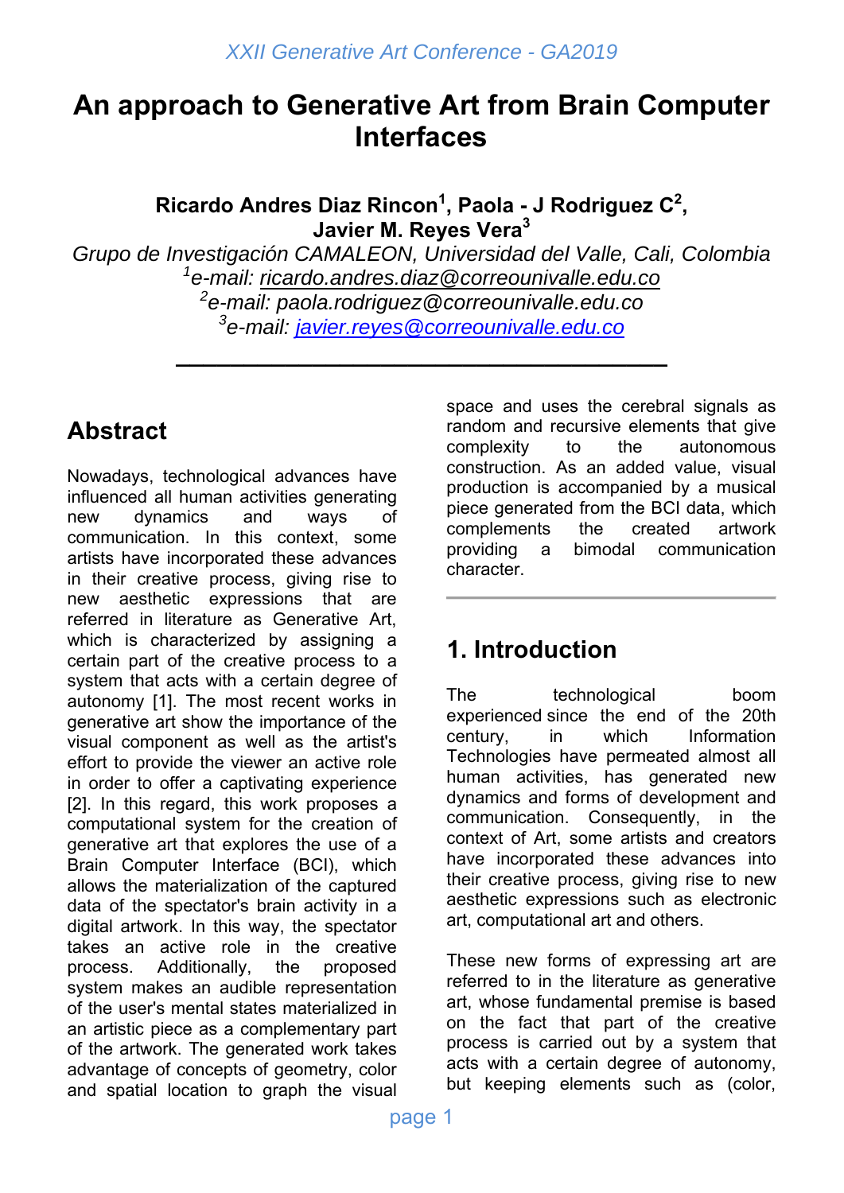# An approach to Generative Art from Brain Computer Interfaces

**Ricardo Andres Diaz Rincon[1], Paola - J Rodriguez C[2], Javier M. Reyes Vera[3]**

*Grupo de Investigación CAMALEON, Universidad del Valle, Cali, Colombia*
*[1]e-mail: ricardo.andres.diaz@correounivalle.edu.co*
*[2]e-mail: paola.rodriguez@correounivalle.edu.co*
*[3]e-mail: javier.reyes@correounivalle.edu.co*

---

## Abstract

Nowadays, technological advances have influenced all human activities generating new dynamics and ways of communication. In this context, some artists have incorporated these advances in their creative process, giving rise to new aesthetic expressions that are referred in literature as Generative Art, which is characterized by assigning a certain part of the creative process to a system that acts with a certain degree of autonomy [1]. The most recent works in generative art show the importance of the visual component as well as the artist's effort to provide the viewer an active role in order to offer a captivating experience [2]. In this regard, this work proposes a computational system for the creation of generative art that explores the use of a Brain Computer Interface (BCI), which allows the materialization of the captured data of the spectator's brain activity in a digital artwork. In this way, the spectator takes an active role in the creative process. Additionally, the proposed system makes an audible representation of the user's mental states materialized in an artistic piece as a complementary part of the artwork. The generated work takes advantage of concepts of geometry, color and spatial location to graph the visual space and uses the cerebral signals as random and recursive elements that give complexity to the autonomous construction. As an added value, visual production is accompanied by a musical piece generated from the BCI data, which complements the created artwork providing a bimodal communication character.

---

## 1. Introduction

The technological boom experienced since the end of the 20th century, in which Information Technologies have permeated almost all human activities, has generated new dynamics and forms of development and communication. Consequently, in the context of Art, some artists and creators have incorporated these advances into their creative process, giving rise to new aesthetic expressions such as electronic art, computational art and others.

These new forms of expressing art are referred to in the literature as generative art, whose fundamental premise is based on the fact that part of the creative process is carried out by a system that acts with a certain degree of autonomy, but keeping elements such as (color,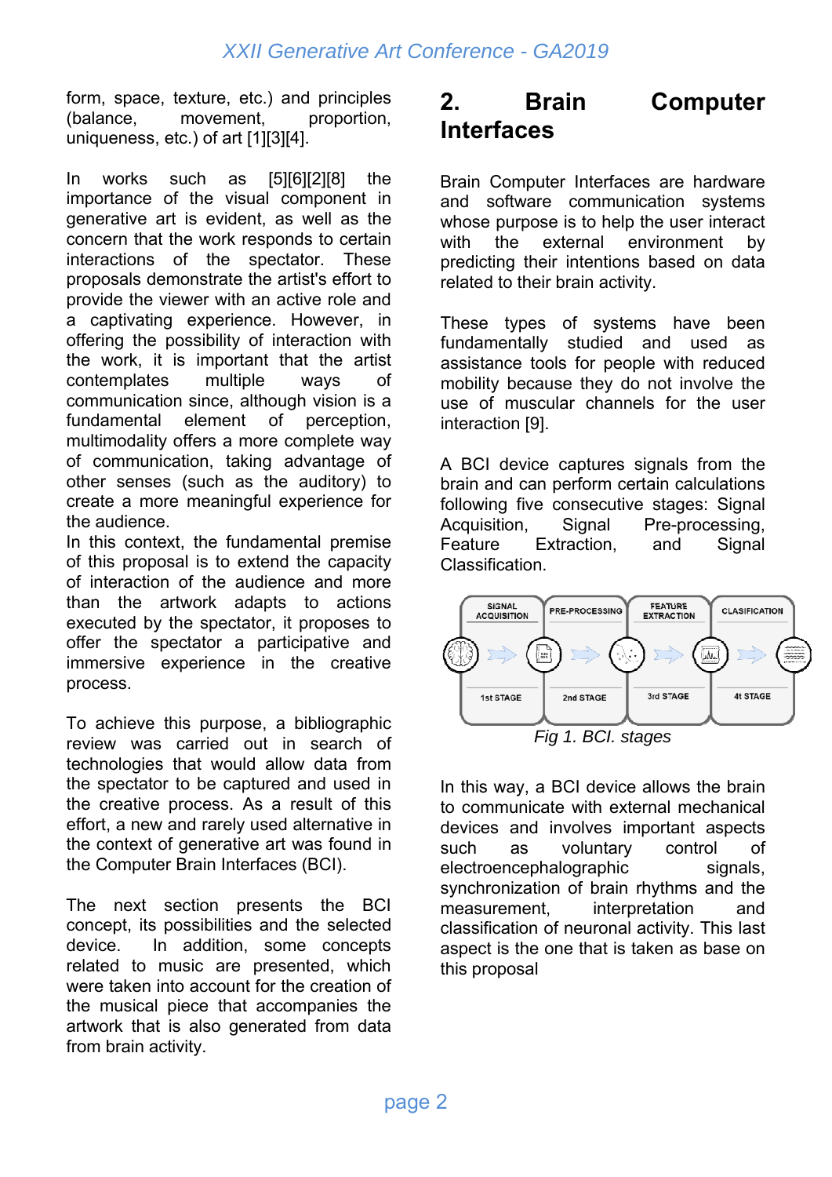form, space, texture, etc.) and principles (balance, movement, proportion, uniqueness, etc.) of art [1][3][4].

In works such as [5][6][2][8] the importance of the visual component in generative art is evident, as well as the concern that the work responds to certain interactions of the spectator. These proposals demonstrate the artist's effort to provide the viewer with an active role and a captivating experience. However, in offering the possibility of interaction with the work, it is important that the artist contemplates multiple ways of communication since, although vision is a fundamental element of perception, multimodality offers a more complete way of communication, taking advantage of other senses (such as the auditory) to create a more meaningful experience for the audience.
In this context, the fundamental premise of this proposal is to extend the capacity of interaction of the audience and more than the artwork adapts to actions executed by the spectator, it proposes to offer the spectator a participative and immersive experience in the creative process.

To achieve this purpose, a bibliographic review was carried out in search of technologies that would allow data from the spectator to be captured and used in the creative process. As a result of this effort, a new and rarely used alternative in the context of generative art was found in the Computer Brain Interfaces (BCI).

The next section presents the BCI concept, its possibilities and the selected device. In addition, some concepts related to music are presented, which were taken into account for the creation of the musical piece that accompanies the artwork that is also generated from data from brain activity.

## 2. Brain Computer Interfaces

Brain Computer Interfaces are hardware and software communication systems whose purpose is to help the user interact with the external environment by predicting their intentions based on data related to their brain activity.

These types of systems have been fundamentally studied and used as assistance tools for people with reduced mobility because they do not involve the use of muscular channels for the user interaction [9].

A BCI device captures signals from the brain and can perform certain calculations following five consecutive stages: Signal Acquisition, Signal Pre-processing, Feature Extraction, and Signal Classification.

| SIGNAL ACQUISITION | PRE-PROCESSING | FEATURE EXTRACTION | CLASIFICATION |
|---|---|---|---|
| 1st STAGE | 2nd STAGE | 3rd STAGE | 4t STAGE |

*Fig 1. BCI. stages*

In this way, a BCI device allows the brain to communicate with external mechanical devices and involves important aspects such as voluntary control of electroencephalographic signals, synchronization of brain rhythms and the measurement, interpretation and classification of neuronal activity. This last aspect is the one that is taken as base on this proposal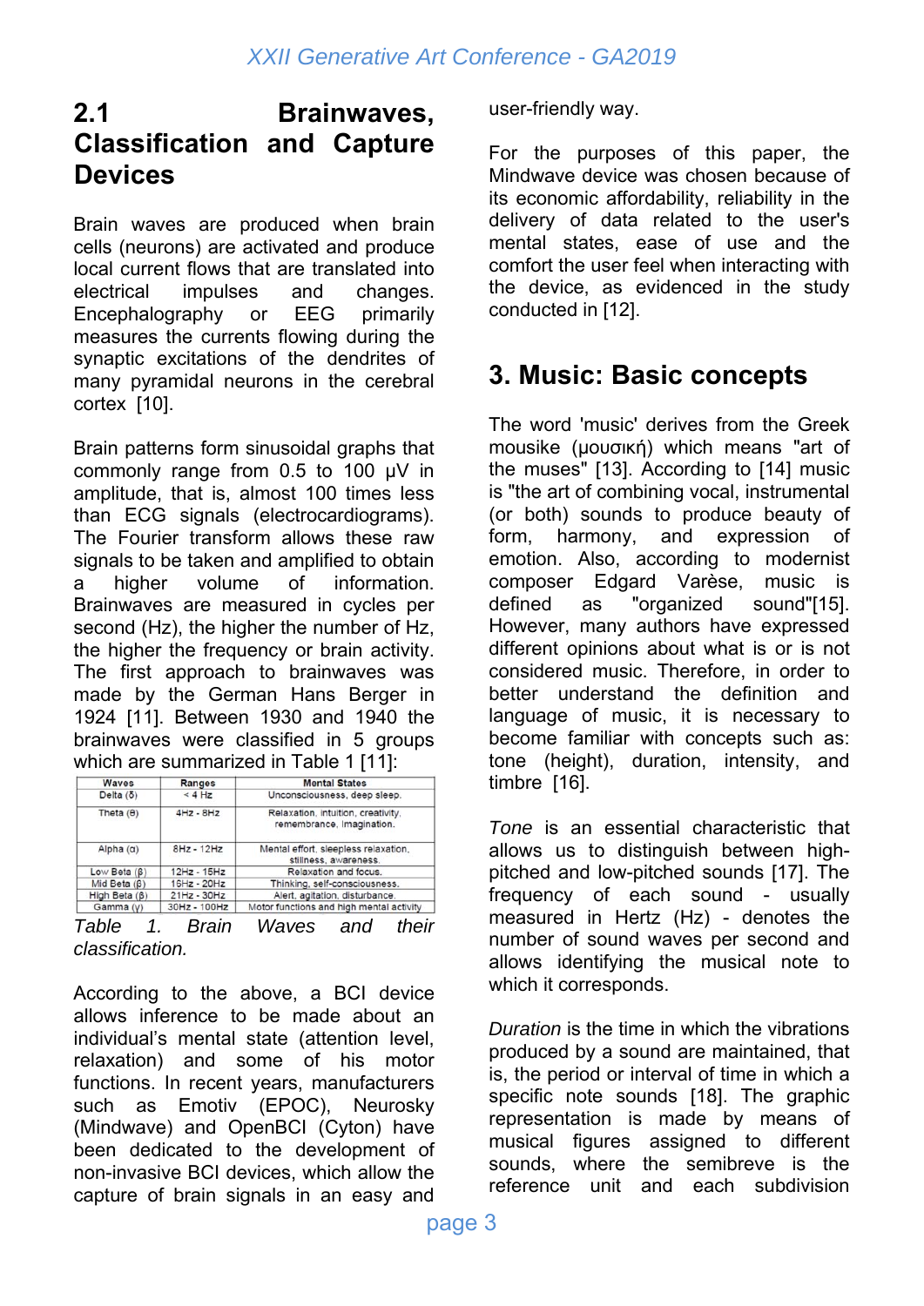## 2.1 Brainwaves, Classification and Capture Devices

Brain waves are produced when brain cells (neurons) are activated and produce local current flows that are translated into electrical impulses and changes. Encephalography or EEG primarily measures the currents flowing during the synaptic excitations of the dendrites of many pyramidal neurons in the cerebral cortex [10].

Brain patterns form sinusoidal graphs that commonly range from 0.5 to 100 μV in amplitude, that is, almost 100 times less than ECG signals (electrocardiograms). The Fourier transform allows these raw signals to be taken and amplified to obtain a higher volume of information. Brainwaves are measured in cycles per second (Hz), the higher the number of Hz, the higher the frequency or brain activity. The first approach to brainwaves was made by the German Hans Berger in 1924 [11]. Between 1930 and 1940 the brainwaves were classified in 5 groups which are summarized in Table 1 [11]:

| Waves | Ranges | Mental States |
|---|---|---|
| Delta (δ) | < 4 Hz | Unconsciousness, deep sleep. |
| Theta (θ) | 4Hz - 8Hz | Relaxation, intuition, creativity, remembrance, imagination. |
| Alpha (α) | 8Hz - 12Hz | Mental effort, sleepless relaxation, stillness, awareness. |
| Low Beta (β) | 12Hz - 15Hz | Relaxation and focus. |
| Mid Beta (β) | 16Hz - 20Hz | Thinking, self-consciousness. |
| High Beta (β) | 21Hz - 30Hz | Alert, agitation, disturbance. |
| Gamma (γ) | 30Hz - 100Hz | Motor functions and high mental activity |

*Table 1. Brain Waves and their classification.*

According to the above, a BCI device allows inference to be made about an individual's mental state (attention level, relaxation) and some of his motor functions. In recent years, manufacturers such as Emotiv (EPOC), Neurosky (Mindwave) and OpenBCI (Cyton) have been dedicated to the development of non-invasive BCI devices, which allow the capture of brain signals in an easy and user-friendly way.

For the purposes of this paper, the Mindwave device was chosen because of its economic affordability, reliability in the delivery of data related to the user's mental states, ease of use and the comfort the user feel when interacting with the device, as evidenced in the study conducted in [12].

# 3. Music: Basic concepts

The word 'music' derives from the Greek mousike (μουσική) which means "art of the muses" [13]. According to [14] music is "the art of combining vocal, instrumental (or both) sounds to produce beauty of form, harmony, and expression of emotion. Also, according to modernist composer Edgard Varèse, music is defined as "organized sound"[15]. However, many authors have expressed different opinions about what is or is not considered music. Therefore, in order to better understand the definition and language of music, it is necessary to become familiar with concepts such as: tone (height), duration, intensity, and timbre [16].

*Tone* is an essential characteristic that allows us to distinguish between high-pitched and low-pitched sounds [17]. The frequency of each sound - usually measured in Hertz (Hz) - denotes the number of sound waves per second and allows identifying the musical note to which it corresponds.

*Duration* is the time in which the vibrations produced by a sound are maintained, that is, the period or interval of time in which a specific note sounds [18]. The graphic representation is made by means of musical figures assigned to different sounds, where the semibreve is the reference unit and each subdivision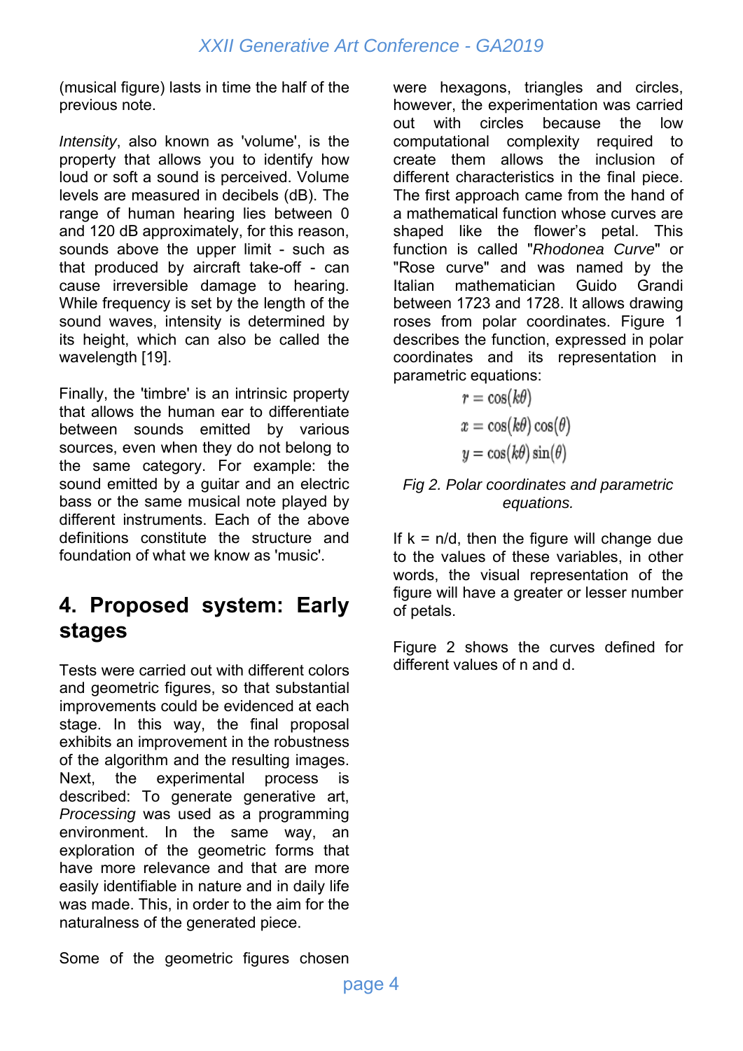(musical figure) lasts in time the half of the previous note.

*Intensity*, also known as 'volume', is the property that allows you to identify how loud or soft a sound is perceived. Volume levels are measured in decibels (dB). The range of human hearing lies between 0 and 120 dB approximately, for this reason, sounds above the upper limit - such as that produced by aircraft take-off - can cause irreversible damage to hearing. While frequency is set by the length of the sound waves, intensity is determined by its height, which can also be called the wavelength [19].

Finally, the 'timbre' is an intrinsic property that allows the human ear to differentiate between sounds emitted by various sources, even when they do not belong to the same category. For example: the sound emitted by a guitar and an electric bass or the same musical note played by different instruments. Each of the above definitions constitute the structure and foundation of what we know as 'music'.

## 4. Proposed system: Early stages

Tests were carried out with different colors and geometric figures, so that substantial improvements could be evidenced at each stage. In this way, the final proposal exhibits an improvement in the robustness of the algorithm and the resulting images. Next, the experimental process is described: To generate generative art, *Processing* was used as a programming environment. In the same way, an exploration of the geometric forms that have more relevance and that are more easily identifiable in nature and in daily life was made. This, in order to the aim for the naturalness of the generated piece.

Some of the geometric figures chosen were hexagons, triangles and circles, however, the experimentation was carried out with circles because the low computational complexity required to create them allows the inclusion of different characteristics in the final piece. The first approach came from the hand of a mathematical function whose curves are shaped like the flower's petal. This function is called "*Rhodonea Curve*" or "Rose curve" and was named by the Italian mathematician Guido Grandi between 1723 and 1728. It allows drawing roses from polar coordinates. Figure 1 describes the function, expressed in polar coordinates and its representation in parametric equations:

$$r = \cos(k\theta)$$

$$x = \cos(k\theta)\cos(\theta)$$

$$y = \cos(k\theta)\sin(\theta)$$

*Fig 2. Polar coordinates and parametric equations.*

If k = n/d, then the figure will change due to the values of these variables, in other words, the visual representation of the figure will have a greater or lesser number of petals.

Figure 2 shows the curves defined for different values of n and d.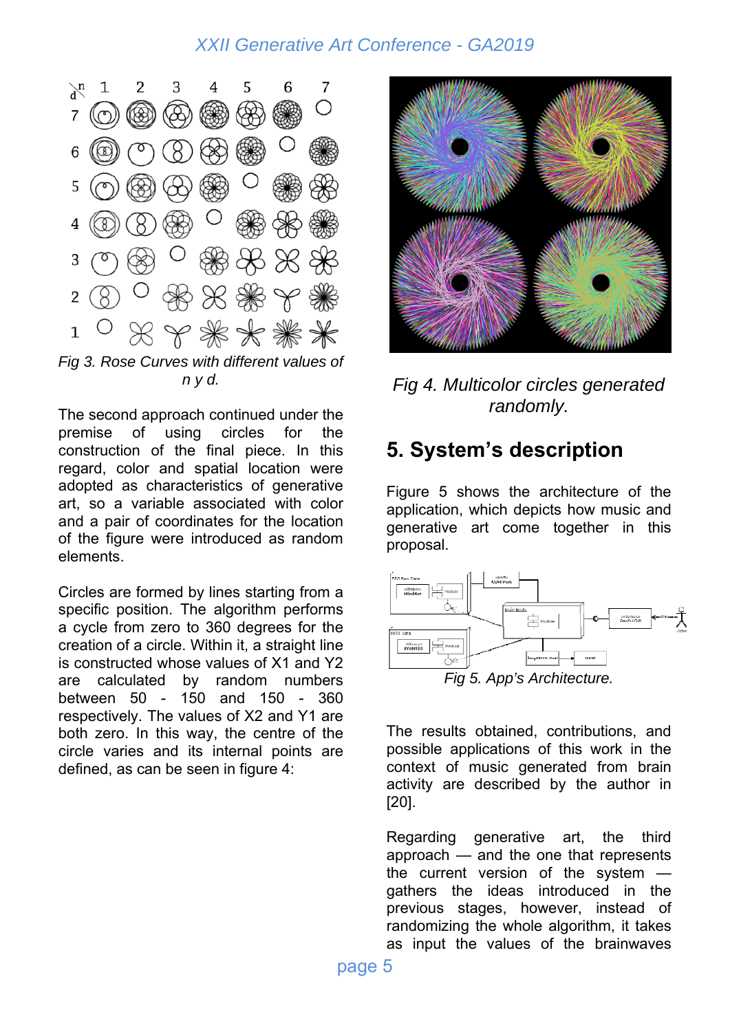Fig 3. Rose Curves with different values of n y d.

The second approach continued under the premise of using circles for the construction of the final piece. In this regard, color and spatial location were adopted as characteristics of generative art, so a variable associated with color and a pair of coordinates for the location of the figure were introduced as random elements.

Circles are formed by lines starting from a specific position. The algorithm performs a cycle from zero to 360 degrees for the creation of a circle. Within it, a straight line is constructed whose values of X1 and Y2 are calculated by random numbers between 50 - 150 and 150 - 360 respectively. The values of X2 and Y1 are both zero. In this way, the centre of the circle varies and its internal points are defined, as can be seen in figure 4:

Fig 4. Multicolor circles generated randomly.

## 5. System's description

Figure 5 shows the architecture of the application, which depicts how music and generative art come together in this proposal.

Fig 5. App's Architecture.

The results obtained, contributions, and possible applications of this work in the context of music generated from brain activity are described by the author in [20].

Regarding generative art, the third approach — and the one that represents the current version of the system — gathers the ideas introduced in the previous stages, however, instead of randomizing the whole algorithm, it takes as input the values of the brainwaves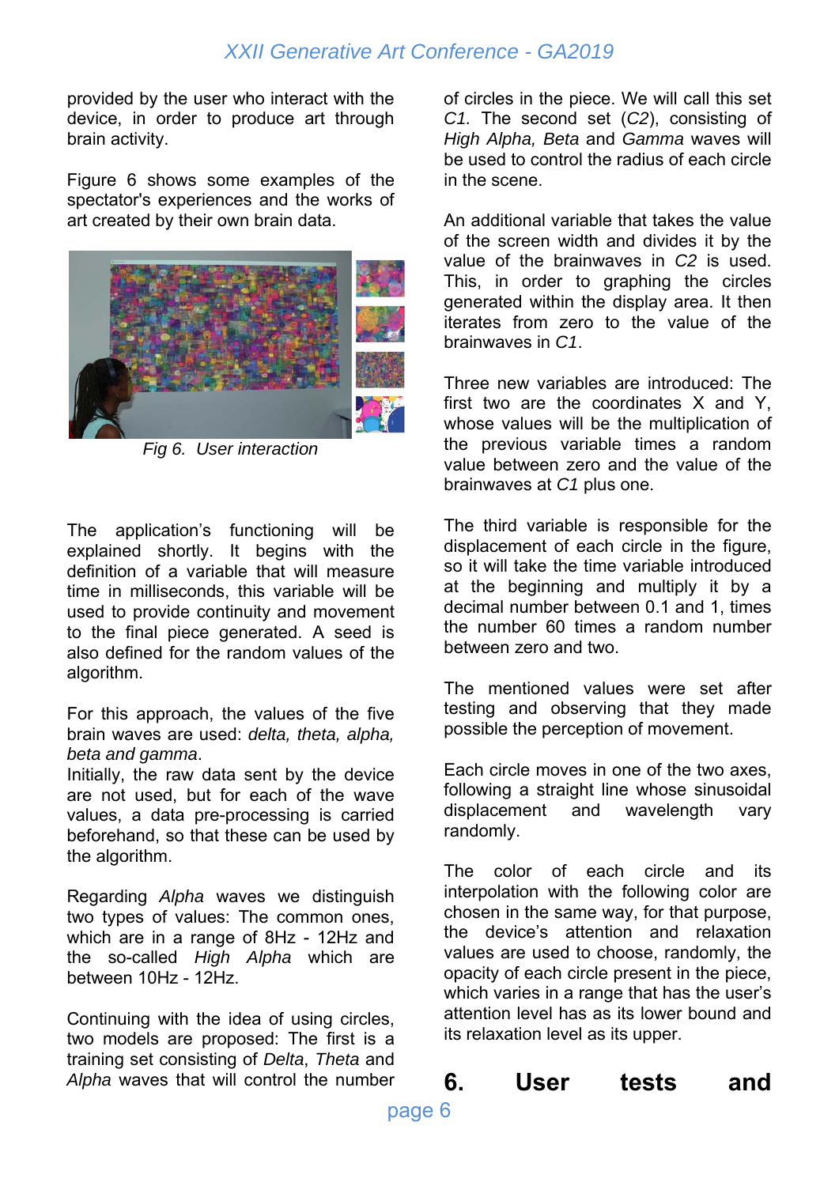provided by the user who interact with the device, in order to produce art through brain activity.

Figure 6 shows some examples of the spectator's experiences and the works of art created by their own brain data.

*Fig 6. User interaction*

The application's functioning will be explained shortly. It begins with the definition of a variable that will measure time in milliseconds, this variable will be used to provide continuity and movement to the final piece generated. A seed is also defined for the random values of the algorithm.

For this approach, the values of the five brain waves are used: *delta, theta, alpha, beta and gamma*.
Initially, the raw data sent by the device are not used, but for each of the wave values, a data pre-processing is carried beforehand, so that these can be used by the algorithm.

Regarding *Alpha* waves we distinguish two types of values: The common ones, which are in a range of 8Hz - 12Hz and the so-called *High Alpha* which are between 10Hz - 12Hz.

Continuing with the idea of using circles, two models are proposed: The first is a training set consisting of *Delta*, *Theta* and *Alpha* waves that will control the number of circles in the piece. We will call this set *C1.* The second set (*C2*), consisting of *High Alpha, Beta* and *Gamma* waves will be used to control the radius of each circle in the scene.

An additional variable that takes the value of the screen width and divides it by the value of the brainwaves in *C2* is used. This, in order to graphing the circles generated within the display area. It then iterates from zero to the value of the brainwaves in *C1*.

Three new variables are introduced: The first two are the coordinates X and Y, whose values will be the multiplication of the previous variable times a random value between zero and the value of the brainwaves at *C1* plus one.

The third variable is responsible for the displacement of each circle in the figure, so it will take the time variable introduced at the beginning and multiply it by a decimal number between 0.1 and 1, times the number 60 times a random number between zero and two.

The mentioned values were set after testing and observing that they made possible the perception of movement.

Each circle moves in one of the two axes, following a straight line whose sinusoidal displacement and wavelength vary randomly.

The color of each circle and its interpolation with the following color are chosen in the same way, for that purpose, the device's attention and relaxation values are used to choose, randomly, the opacity of each circle present in the piece, which varies in a range that has the user's attention level has as its lower bound and its relaxation level as its upper.

## 6. User tests and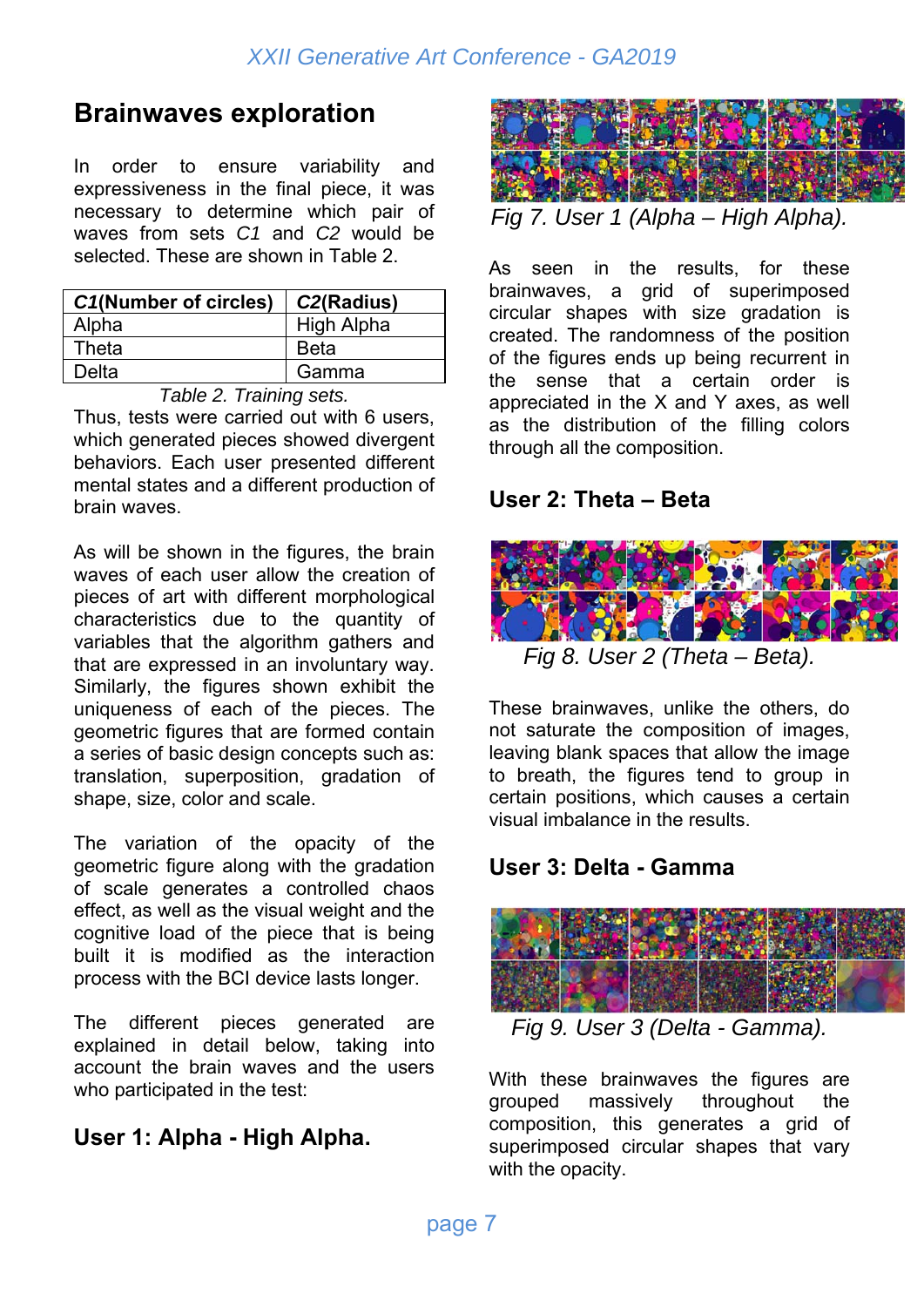## Brainwaves exploration

In order to ensure variability and expressiveness in the final piece, it was necessary to determine which pair of waves from sets *C1* and *C2* would be selected. These are shown in Table 2.

| ***C1*(Number of circles)** | ***C2*(Radius)** |
|---|---|
| Alpha | High Alpha |
| Theta | Beta |
| Delta | Gamma |

*Table 2. Training sets.*

Thus, tests were carried out with 6 users, which generated pieces showed divergent behaviors. Each user presented different mental states and a different production of brain waves.

As will be shown in the figures, the brain waves of each user allow the creation of pieces of art with different morphological characteristics due to the quantity of variables that the algorithm gathers and that are expressed in an involuntary way. Similarly, the figures shown exhibit the uniqueness of each of the pieces. The geometric figures that are formed contain a series of basic design concepts such as: translation, superposition, gradation of shape, size, color and scale.

The variation of the opacity of the geometric figure along with the gradation of scale generates a controlled chaos effect, as well as the visual weight and the cognitive load of the piece that is being built it is modified as the interaction process with the BCI device lasts longer.

The different pieces generated are explained in detail below, taking into account the brain waves and the users who participated in the test:

### User 1: Alpha - High Alpha.

*Fig 7. User 1 (Alpha – High Alpha).*

As seen in the results, for these brainwaves, a grid of superimposed circular shapes with size gradation is created. The randomness of the position of the figures ends up being recurrent in the sense that a certain order is appreciated in the X and Y axes, as well as the distribution of the filling colors through all the composition.

### User 2: Theta – Beta

*Fig 8. User 2 (Theta – Beta).*

These brainwaves, unlike the others, do not saturate the composition of images, leaving blank spaces that allow the image to breath, the figures tend to group in certain positions, which causes a certain visual imbalance in the results.

### User 3: Delta - Gamma

*Fig 9. User 3 (Delta - Gamma).*

With these brainwaves the figures are grouped massively throughout the composition, this generates a grid of superimposed circular shapes that vary with the opacity.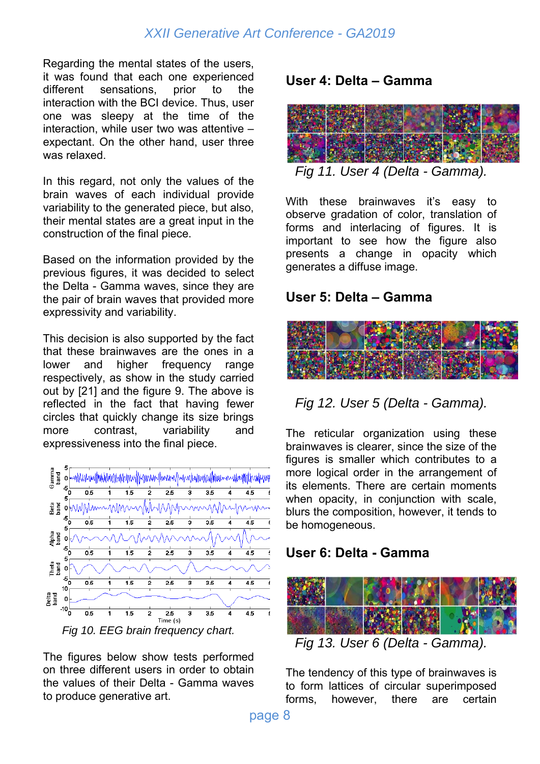Regarding the mental states of the users, it was found that each one experienced different sensations, prior to the interaction with the BCI device. Thus, user one was sleepy at the time of the interaction, while user two was attentive – expectant. On the other hand, user three was relaxed.

In this regard, not only the values of the brain waves of each individual provide variability to the generated piece, but also, their mental states are a great input in the construction of the final piece.

Based on the information provided by the previous figures, it was decided to select the Delta - Gamma waves, since they are the pair of brain waves that provided more expressivity and variability.

This decision is also supported by the fact that these brainwaves are the ones in a lower and higher frequency range respectively, as show in the study carried out by [21] and the figure 9. The above is reflected in the fact that having fewer circles that quickly change its size brings more contrast, variability and expressiveness into the final piece.

*Fig 10. EEG brain frequency chart.*

The figures below show tests performed on three different users in order to obtain the values of their Delta - Gamma waves to produce generative art.

## User 4: Delta – Gamma

*Fig 11. User 4 (Delta - Gamma).*

With these brainwaves it's easy to observe gradation of color, translation of forms and interlacing of figures. It is important to see how the figure also presents a change in opacity which generates a diffuse image.

## User 5: Delta – Gamma

*Fig 12. User 5 (Delta - Gamma).*

The reticular organization using these brainwaves is clearer, since the size of the figures is smaller which contributes to a more logical order in the arrangement of its elements. There are certain moments when opacity, in conjunction with scale, blurs the composition, however, it tends to be homogeneous.

## User 6: Delta - Gamma

*Fig 13. User 6 (Delta - Gamma).*

The tendency of this type of brainwaves is to form lattices of circular superimposed forms, however, there are certain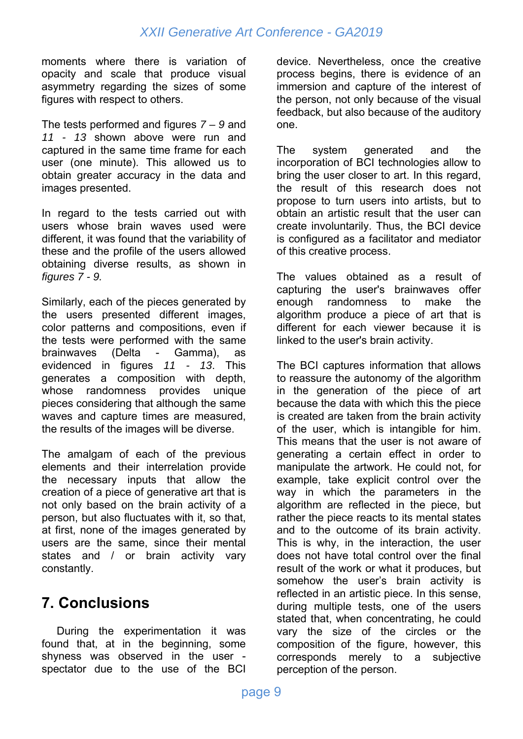moments where there is variation of opacity and scale that produce visual asymmetry regarding the sizes of some figures with respect to others.

The tests performed and figures *7 – 9* and *11 - 13* shown above were run and captured in the same time frame for each user (one minute). This allowed us to obtain greater accuracy in the data and images presented.

In regard to the tests carried out with users whose brain waves used were different, it was found that the variability of these and the profile of the users allowed obtaining diverse results, as shown in *figures 7 - 9.*

Similarly, each of the pieces generated by the users presented different images, color patterns and compositions, even if the tests were performed with the same brainwaves (Delta - Gamma), as evidenced in figures *11 - 13*. This generates a composition with depth, whose randomness provides unique pieces considering that although the same waves and capture times are measured, the results of the images will be diverse.

The amalgam of each of the previous elements and their interrelation provide the necessary inputs that allow the creation of a piece of generative art that is not only based on the brain activity of a person, but also fluctuates with it, so that, at first, none of the images generated by users are the same, since their mental states and / or brain activity vary constantly.

# 7. Conclusions

During the experimentation it was found that, at in the beginning, some shyness was observed in the user - spectator due to the use of the BCI device. Nevertheless, once the creative process begins, there is evidence of an immersion and capture of the interest of the person, not only because of the visual feedback, but also because of the auditory one.

The system generated and the incorporation of BCI technologies allow to bring the user closer to art. In this regard, the result of this research does not propose to turn users into artists, but to obtain an artistic result that the user can create involuntarily. Thus, the BCI device is configured as a facilitator and mediator of this creative process.

The values obtained as a result of capturing the user's brainwaves offer enough randomness to make the algorithm produce a piece of art that is different for each viewer because it is linked to the user's brain activity.

The BCI captures information that allows to reassure the autonomy of the algorithm in the generation of the piece of art because the data with which this the piece is created are taken from the brain activity of the user, which is intangible for him. This means that the user is not aware of generating a certain effect in order to manipulate the artwork. He could not, for example, take explicit control over the way in which the parameters in the algorithm are reflected in the piece, but rather the piece reacts to its mental states and to the outcome of its brain activity. This is why, in the interaction, the user does not have total control over the final result of the work or what it produces, but somehow the user's brain activity is reflected in an artistic piece. In this sense, during multiple tests, one of the users stated that, when concentrating, he could vary the size of the circles or the composition of the figure, however, this corresponds merely to a subjective perception of the person.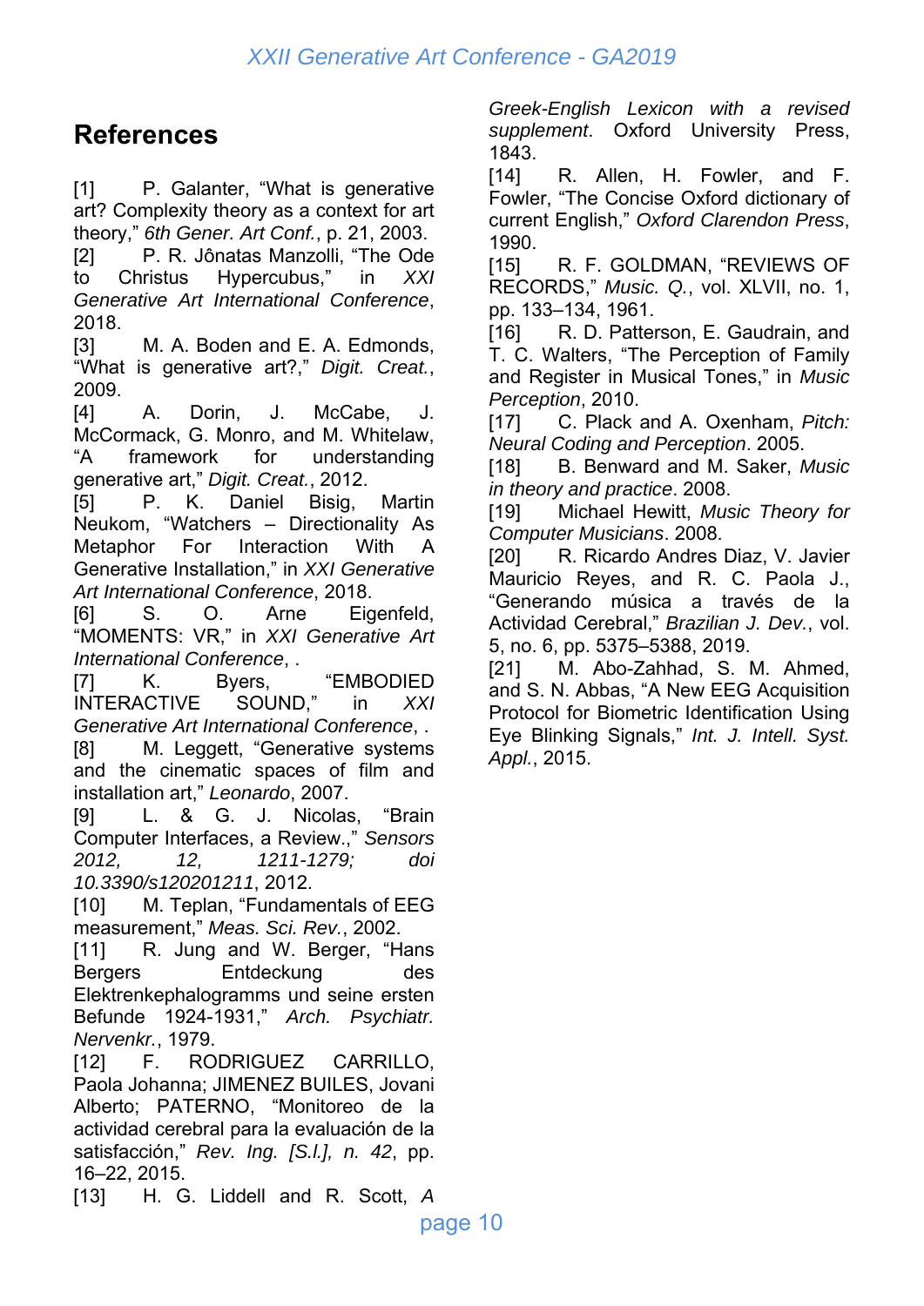## References

[1] P. Galanter, "What is generative art? Complexity theory as a context for art theory," *6th Gener. Art Conf.*, p. 21, 2003.

[2] P. R. Jônatas Manzolli, "The Ode to Christus Hypercubus," in *XXI Generative Art International Conference*, 2018.

[3] M. A. Boden and E. A. Edmonds, "What is generative art?," *Digit. Creat.*, 2009.

[4] A. Dorin, J. McCabe, J. McCormack, G. Monro, and M. Whitelaw, "A framework for understanding generative art," *Digit. Creat.*, 2012.

[5] P. K. Daniel Bisig, Martin Neukom, "Watchers – Directionality As Metaphor For Interaction With A Generative Installation," in *XXI Generative Art International Conference*, 2018.

[6] S. O. Arne Eigenfeld, "MOMENTS: VR," in *XXI Generative Art International Conference*, .

[7] K. Byers, "EMBODIED INTERACTIVE SOUND," in *XXI Generative Art International Conference*, .

[8] M. Leggett, "Generative systems and the cinematic spaces of film and installation art," *Leonardo*, 2007.

[9] L. & G. J. Nicolas, "Brain Computer Interfaces, a Review.," *Sensors 2012, 12, 1211-1279; doi 10.3390/s120201211*, 2012.

[10] M. Teplan, "Fundamentals of EEG measurement," *Meas. Sci. Rev.*, 2002.

[11] R. Jung and W. Berger, "Hans Bergers Entdeckung des Elektrenkephalogramms und seine ersten Befunde 1924-1931," *Arch. Psychiatr. Nervenkr.*, 1979.

[12] F. RODRIGUEZ CARRILLO, Paola Johanna; JIMENEZ BUILES, Jovani Alberto; PATERNO, "Monitoreo de la actividad cerebral para la evaluación de la satisfacción," *Rev. Ing. [S.l.], n. 42*, pp. 16–22, 2015.

[13] H. G. Liddell and R. Scott, *A Greek-English Lexicon with a revised supplement*. Oxford University Press, 1843.

[14] R. Allen, H. Fowler, and F. Fowler, "The Concise Oxford dictionary of current English," *Oxford Clarendon Press*, 1990.

[15] R. F. GOLDMAN, "REVIEWS OF RECORDS," *Music. Q.*, vol. XLVII, no. 1, pp. 133–134, 1961.

[16] R. D. Patterson, E. Gaudrain, and T. C. Walters, "The Perception of Family and Register in Musical Tones," in *Music Perception*, 2010.

[17] C. Plack and A. Oxenham, *Pitch: Neural Coding and Perception*. 2005.

[18] B. Benward and M. Saker, *Music in theory and practice*. 2008.

[19] Michael Hewitt, *Music Theory for Computer Musicians*. 2008.

[20] R. Ricardo Andres Diaz, V. Javier Mauricio Reyes, and R. C. Paola J., "Generando música a través de la Actividad Cerebral," *Brazilian J. Dev.*, vol. 5, no. 6, pp. 5375–5388, 2019.

[21] M. Abo-Zahhad, S. M. Ahmed, and S. N. Abbas, "A New EEG Acquisition Protocol for Biometric Identification Using Eye Blinking Signals," *Int. J. Intell. Syst. Appl.*, 2015.